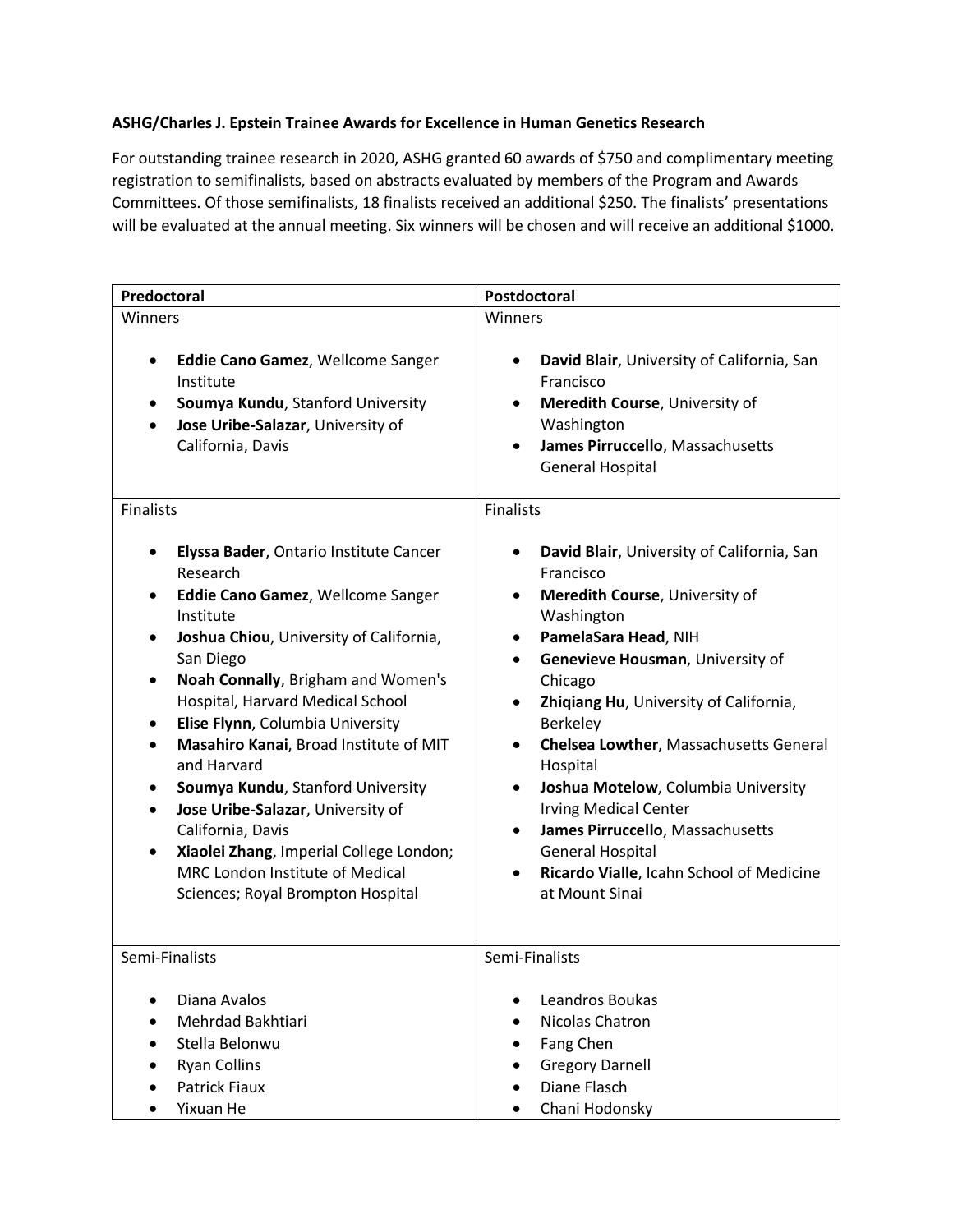**ASHG/Charles J. Epstein Trainee Awards for Excellence in Human Genetics Research**

For outstanding trainee research in 2020, ASHG granted 60 awards of $750 and complimentary meeting registration to semifinalists, based on abstracts evaluated by members of the Program and Awards Committees. Of those semifinalists, 18 finalists received an additional $250. The finalists' presentations will be evaluated at the annual meeting. Six winners will be chosen and will receive an additional $1000.

| **Predoctoral** | **Postdoctoral** |
|---|---|
| Winners<br><br>• **Eddie Cano Gamez**, Wellcome Sanger Institute<br>• **Soumya Kundu**, Stanford University<br>• **Jose Uribe-Salazar**, University of California, Davis | Winners<br><br>• **David Blair**, University of California, San Francisco<br>• **Meredith Course**, University of Washington<br>• **James Pirruccello**, Massachusetts General Hospital |
| Finalists<br><br>• **Elyssa Bader**, Ontario Institute Cancer Research<br>• **Eddie Cano Gamez**, Wellcome Sanger Institute<br>• **Joshua Chiou**, University of California, San Diego<br>• **Noah Connally**, Brigham and Women's Hospital, Harvard Medical School<br>• **Elise Flynn**, Columbia University<br>• **Masahiro Kanai**, Broad Institute of MIT and Harvard<br>• **Soumya Kundu**, Stanford University<br>• **Jose Uribe-Salazar**, University of California, Davis<br>• **Xiaolei Zhang**, Imperial College London; MRC London Institute of Medical Sciences; Royal Brompton Hospital | Finalists<br><br>• **David Blair**, University of California, San Francisco<br>• **Meredith Course**, University of Washington<br>• **PamelaSara Head**, NIH<br>• **Genevieve Housman**, University of Chicago<br>• **Zhiqiang Hu**, University of California, Berkeley<br>• **Chelsea Lowther**, Massachusetts General Hospital<br>• **Joshua Motelow**, Columbia University Irving Medical Center<br>• **James Pirruccello**, Massachusetts General Hospital<br>• **Ricardo Vialle**, Icahn School of Medicine at Mount Sinai |
| Semi-Finalists<br><br>• Diana Avalos<br>• Mehrdad Bakhtiari<br>• Stella Belonwu<br>• Ryan Collins<br>• Patrick Fiaux<br>• Yixuan He | Semi-Finalists<br><br>• Leandros Boukas<br>• Nicolas Chatron<br>• Fang Chen<br>• Gregory Darnell<br>• Diane Flasch<br>• Chani Hodonsky |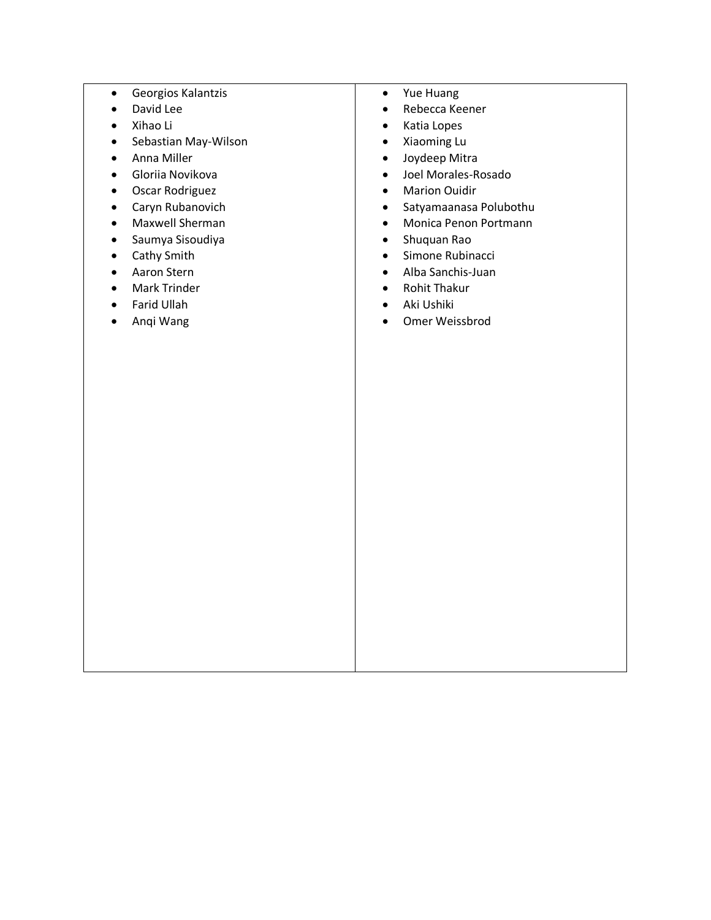- Georgios Kalantzis
- David Lee
- Xihao Li
- Sebastian May-Wilson
- Anna Miller
- Gloriia Novikova
- Oscar Rodriguez
- Caryn Rubanovich
- Maxwell Sherman
- Saumya Sisoudiya
- Cathy Smith
- Aaron Stern
- Mark Trinder
- Farid Ullah
- Anqi Wang
- Yue Huang
- Rebecca Keener
- Katia Lopes
- Xiaoming Lu
- Joydeep Mitra
- Joel Morales-Rosado
- Marion Ouidir
- Satyamaanasa Polubothu
- Monica Penon Portmann
- Shuquan Rao
- Simone Rubinacci
- Alba Sanchis-Juan
- Rohit Thakur
- Aki Ushiki
- Omer Weissbrod